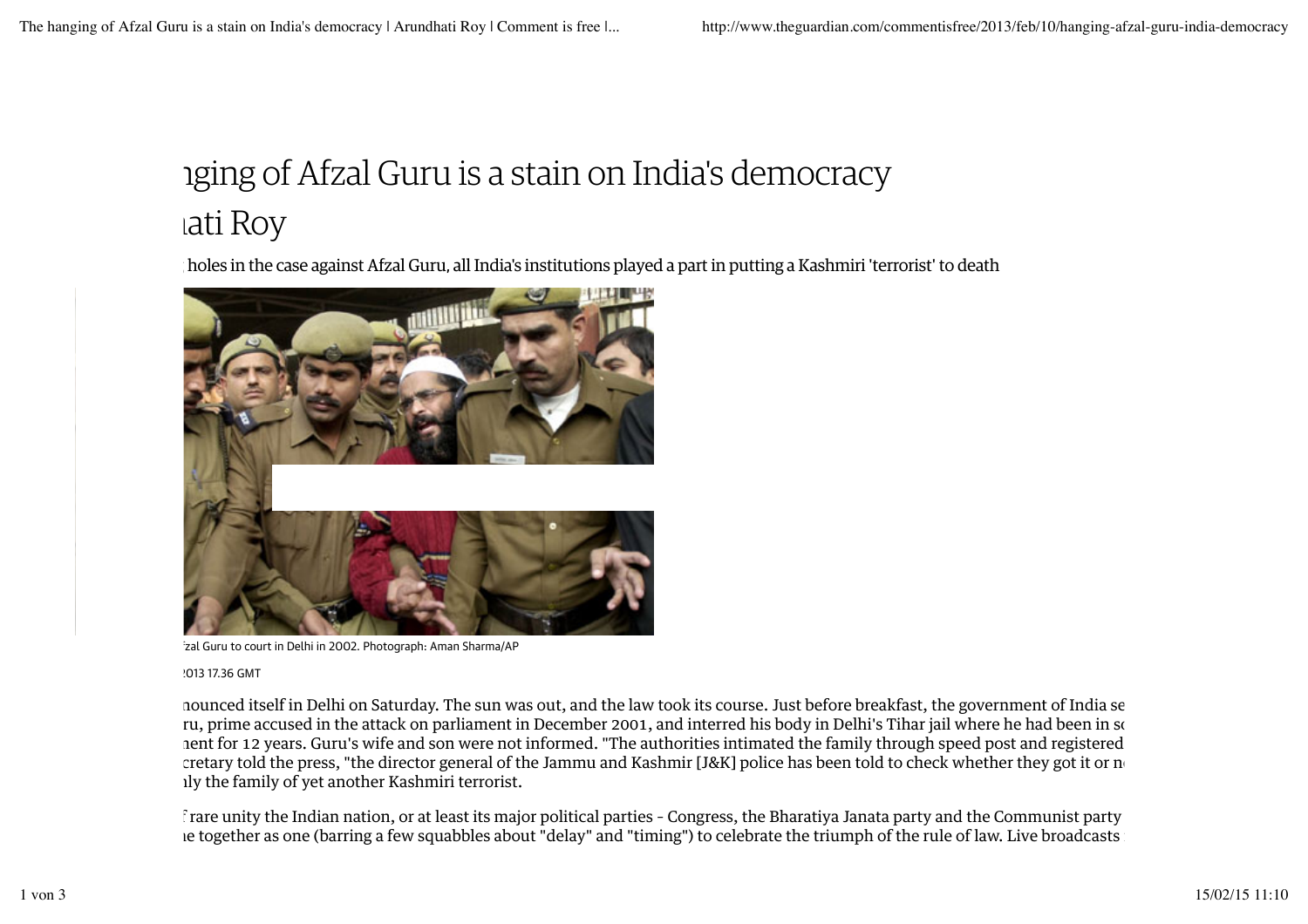# ıging of Afzal Guru is a stain on India's democracy

## ıati Roy

ˌholes in the case against Afzal Guru, all India's institutions played a part in putting a Kashmiri 'terrorist' to death

ˈzal Guru to court in Delhi in 2002. Photograph: Aman Sharma/AP

ˈ013 17.36 GMT

ıounced itself in Delhi on Saturday. The sun was out, and the law took its course. Just before breakfast, the government of India se ru, prime accused in the attack on parliament in December 2001, and interred his body in Delhi's Tihar jail where he had been in sc ıent for 12 years. Guru's wife and son were not informed. "The authorities intimated the family through speed post and registered ccretary told the press, "the director general of the Jammu and Kashmir [J&K] police has been told to check whether they got it or n ıly the family of yet another Kashmiri terrorist.

ˈ rare unity the Indian nation, or at least its major political parties – Congress, the Bharatiya Janata party and the Communist party ıe together as one (barring a few squabbles about "delay" and "timing") to celebrate the triumph of the rule of law. Live broadcasts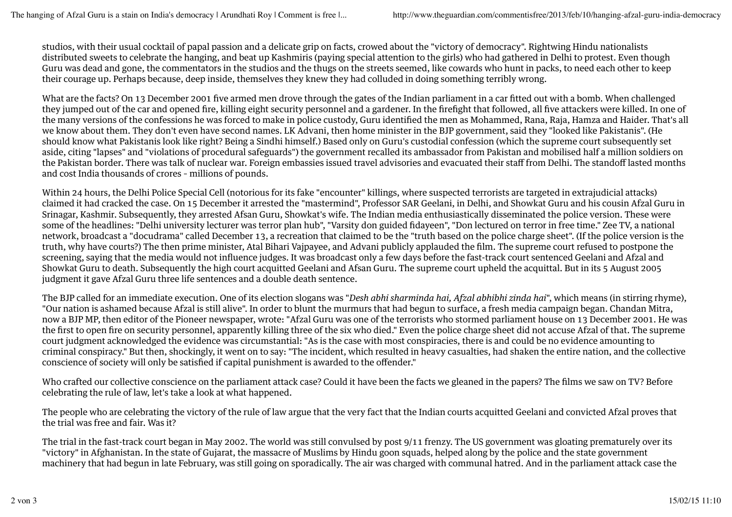studios, with their usual cocktail of papal passion and a delicate grip on facts, crowed about the "victory of democracy". Rightwing Hindu nationalists distributed sweets to celebrate the hanging, and beat up Kashmiris (paying special attention to the girls) who had gathered in Delhi to protest. Even though Guru was dead and gone, the commentators in the studios and the thugs on the streets seemed, like cowards who hunt in packs, to need each other to keep their courage up. Perhaps because, deep inside, themselves they knew they had colluded in doing something terribly wrong.

What are the facts? On 13 December 2001 five armed men drove through the gates of the Indian parliament in a car fitted out with a bomb. When challenged they jumped out of the car and opened fire, killing eight security personnel and a gardener. In the firefight that followed, all five attackers were killed. In one of the many versions of the confessions he was forced to make in police custody, Guru identified the men as Mohammed, Rana, Raja, Hamza and Haider. That's all we know about them. They don't even have second names. LK Advani, then home minister in the BJP government, said they "looked like Pakistanis". (He should know what Pakistanis look like right? Being a Sindhi himself.) Based only on Guru's custodial confession (which the supreme court subsequently set aside, citing "lapses" and "violations of procedural safeguards") the government recalled its ambassador from Pakistan and mobilised half a million soldiers on the Pakistan border. There was talk of nuclear war. Foreign embassies issued travel advisories and evacuated their staff from Delhi. The standoff lasted months and cost India thousands of crores – millions of pounds.

Within 24 hours, the Delhi Police Special Cell (notorious for its fake "encounter" killings, where suspected terrorists are targeted in extrajudicial attacks) claimed it had cracked the case. On 15 December it arrested the "mastermind", Professor SAR Geelani, in Delhi, and Showkat Guru and his cousin Afzal Guru in Srinagar, Kashmir. Subsequently, they arrested Afsan Guru, Showkat's wife. The Indian media enthusiastically disseminated the police version. These were some of the headlines: "Delhi university lecturer was terror plan hub", "Varsity don guided fidayeen", "Don lectured on terror in free time." Zee TV, a national network, broadcast a "docudrama" called December 13, a recreation that claimed to be the "truth based on the police charge sheet". (If the police version is the truth, why have courts?) The then prime minister, Atal Bihari Vajpayee, and Advani publicly applauded the film. The supreme court refused to postpone the screening, saying that the media would not influence judges. It was broadcast only a few days before the fast-track court sentenced Geelani and Afzal and Showkat Guru to death. Subsequently the high court acquitted Geelani and Afsan Guru. The supreme court upheld the acquittal. But in its 5 August 2005 judgment it gave Afzal Guru three life sentences and a double death sentence.

The BJP called for an immediate execution. One of its election slogans was "*Desh abhi sharminda hai, Afzal abhibhi zinda hai*", which means (in stirring rhyme), "Our nation is ashamed because Afzal is still alive". In order to blunt the murmurs that had begun to surface, a fresh media campaign began. Chandan Mitra, now a BJP MP, then editor of the Pioneer newspaper, wrote: "Afzal Guru was one of the terrorists who stormed parliament house on 13 December 2001. He was the first to open fire on security personnel, apparently killing three of the six who died." Even the police charge sheet did not accuse Afzal of that. The supreme court judgment acknowledged the evidence was circumstantial: "As is the case with most conspiracies, there is and could be no evidence amounting to criminal conspiracy." But then, shockingly, it went on to say: "The incident, which resulted in heavy casualties, had shaken the entire nation, and the collective conscience of society will only be satisfied if capital punishment is awarded to the offender."

Who crafted our collective conscience on the parliament attack case? Could it have been the facts we gleaned in the papers? The films we saw on TV? Before celebrating the rule of law, let's take a look at what happened.

The people who are celebrating the victory of the rule of law argue that the very fact that the Indian courts acquitted Geelani and convicted Afzal proves that the trial was free and fair. Was it?

The trial in the fast-track court began in May 2002. The world was still convulsed by post 9/11 frenzy. The US government was gloating prematurely over its "victory" in Afghanistan. In the state of Gujarat, the massacre of Muslims by Hindu goon squads, helped along by the police and the state government machinery that had begun in late February, was still going on sporadically. The air was charged with communal hatred. And in the parliament attack case the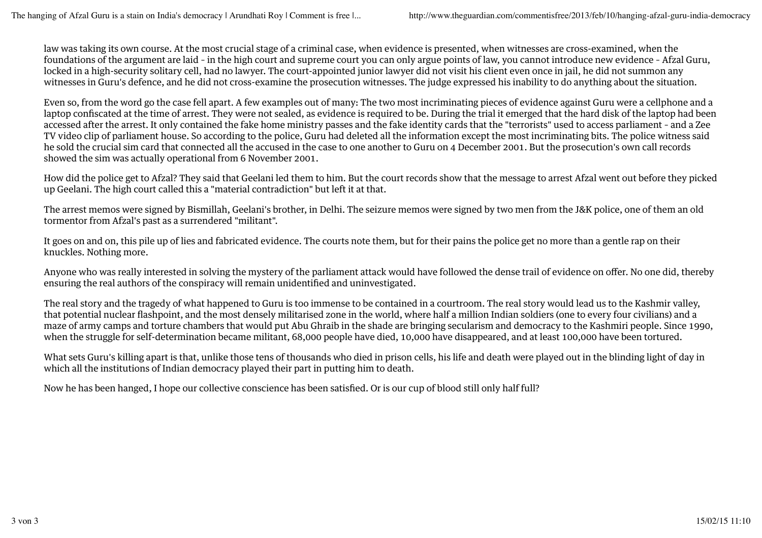law was taking its own course. At the most crucial stage of a criminal case, when evidence is presented, when witnesses are cross-examined, when the foundations of the argument are laid – in the high court and supreme court you can only argue points of law, you cannot introduce new evidence – Afzal Guru, locked in a high-security solitary cell, had no lawyer. The court-appointed junior lawyer did not visit his client even once in jail, he did not summon any witnesses in Guru's defence, and he did not cross-examine the prosecution witnesses. The judge expressed his inability to do anything about the situation.

Even so, from the word go the case fell apart. A few examples out of many: The two most incriminating pieces of evidence against Guru were a cellphone and a laptop confiscated at the time of arrest. They were not sealed, as evidence is required to be. During the trial it emerged that the hard disk of the laptop had been accessed after the arrest. It only contained the fake home ministry passes and the fake identity cards that the "terrorists" used to access parliament – and a Zee TV video clip of parliament house. So according to the police, Guru had deleted all the information except the most incriminating bits. The police witness said he sold the crucial sim card that connected all the accused in the case to one another to Guru on 4 December 2001. But the prosecution's own call records showed the sim was actually operational from 6 November 2001.

How did the police get to Afzal? They said that Geelani led them to him. But the court records show that the message to arrest Afzal went out before they picked up Geelani. The high court called this a "material contradiction" but left it at that.

The arrest memos were signed by Bismillah, Geelani's brother, in Delhi. The seizure memos were signed by two men from the J&K police, one of them an old tormentor from Afzal's past as a surrendered "militant".

It goes on and on, this pile up of lies and fabricated evidence. The courts note them, but for their pains the police get no more than a gentle rap on their knuckles. Nothing more.

Anyone who was really interested in solving the mystery of the parliament attack would have followed the dense trail of evidence on offer. No one did, thereby ensuring the real authors of the conspiracy will remain unidentified and uninvestigated.

The real story and the tragedy of what happened to Guru is too immense to be contained in a courtroom. The real story would lead us to the Kashmir valley, that potential nuclear flashpoint, and the most densely militarised zone in the world, where half a million Indian soldiers (one to every four civilians) and a maze of army camps and torture chambers that would put Abu Ghraib in the shade are bringing secularism and democracy to the Kashmiri people. Since 1990, when the struggle for self-determination became militant, 68,000 people have died, 10,000 have disappeared, and at least 100,000 have been tortured.

What sets Guru's killing apart is that, unlike those tens of thousands who died in prison cells, his life and death were played out in the blinding light of day in which all the institutions of Indian democracy played their part in putting him to death.

Now he has been hanged, I hope our collective conscience has been satisfied. Or is our cup of blood still only half full?